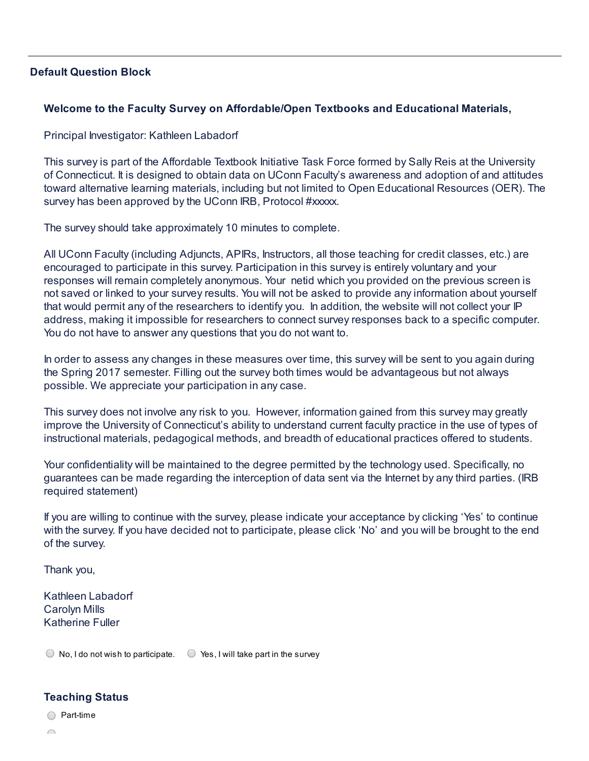## Default Question Block

### Welcome to the Faculty Survey on Affordable/Open Textbooks and Educational Materials,

Principal Investigator: Kathleen Labadorf

This survey is part of the Affordable Textbook Initiative Task Force formed by Sally Reis at the University of Connecticut. It is designed to obtain data on UConn Faculty's awareness and adoption of and attitudes toward alternative learning materials, including but not limited to Open Educational Resources (OER). The survey has been approved by the UConn IRB, Protocol #xxxxx.

The survey should take approximately 10 minutes to complete.

All UConn Faculty (including Adjuncts, APIRs, Instructors, all those teaching for credit classes, etc.) are encouraged to participate in this survey. Participation in this survey is entirely voluntary and your responses will remain completely anonymous. Your netid which you provided on the previous screen is not saved or linked to your survey results. You will not be asked to provide any information about yourself that would permit any of the researchers to identify you. In addition, the website will not collect your IP address, making it impossible for researchers to connect survey responses back to a specific computer. You do not have to answer any questions that you do not want to.

In order to assess any changes in these measures over time, this survey will be sent to you again during the Spring 2017 semester. Filling out the survey both times would be advantageous but not always possible. We appreciate your participation in any case.

This survey does not involve any risk to you. However, information gained from this survey may greatly improve the University of Connecticut's ability to understand current faculty practice in the use of types of instructional materials, pedagogical methods, and breadth of educational practices offered to students.

Your confidentiality will be maintained to the degree permitted by the technology used. Specifically, no guarantees can be made regarding the interception of data sent via the Internet by any third parties. (IRB required statement)

If you are willing to continue with the survey, please indicate your acceptance by clicking 'Yes' to continue with the survey. If you have decided not to participate, please click 'No' and you will be brought to the end of the survey.

Thank you,

Kathleen Labadorf
Carolyn Mills
Katherine Fuller

- ◯ No, I do not wish to participate.
- ◯ Yes, I will take part in the survey

### Teaching Status

- ◯ Part-time
- ◯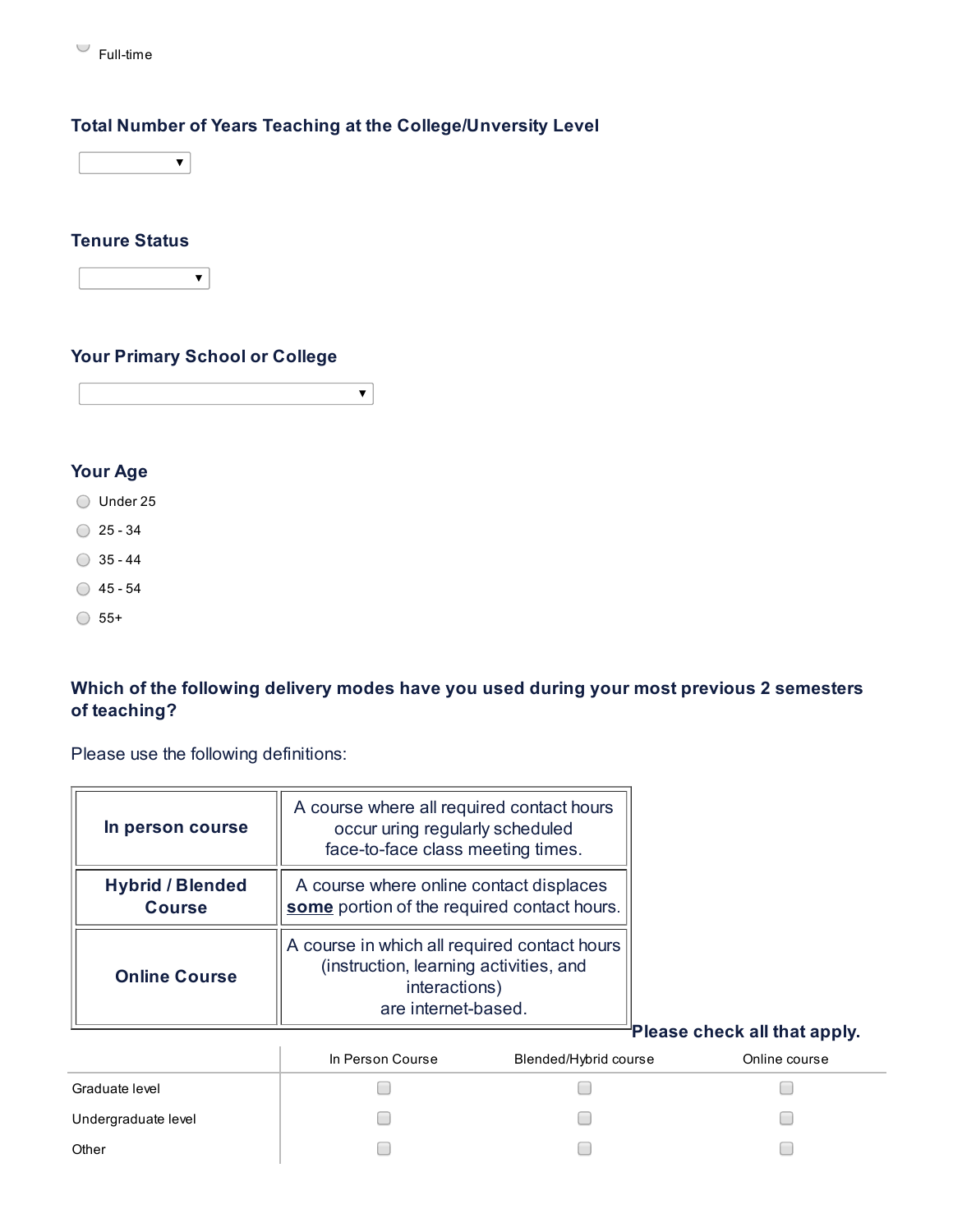- Full-time

**Total Number of Years Teaching at the College/Unversity Level**

[ ▼ ]

**Tenure Status**

[ ▼ ]

**Your Primary School or College**

[ ▼ ]

**Your Age**

- Under 25
- 25 - 34
- 35 - 44
- 45 - 54
- 55+

**Which of the following delivery modes have you used during your most previous 2 semesters of teaching?**

Please use the following definitions:

| | |
|---|---|
| **In person course** | A course where all required contact hours occur uring regularly scheduled face-to-face class meeting times. |
| **Hybrid / Blended Course** | A course where online contact displaces **some** portion of the required contact hours. |
| **Online Course** | A course in which all required contact hours (instruction, learning activities, and interactions) are internet-based. |

**Please check all that apply.**

| | In Person Course | Blended/Hybrid course | Online course |
|---|---|---|---|
| Graduate level | ☐ | ☐ | ☐ |
| Undergraduate level | ☐ | ☐ | ☐ |
| Other | ☐ | ☐ | ☐ |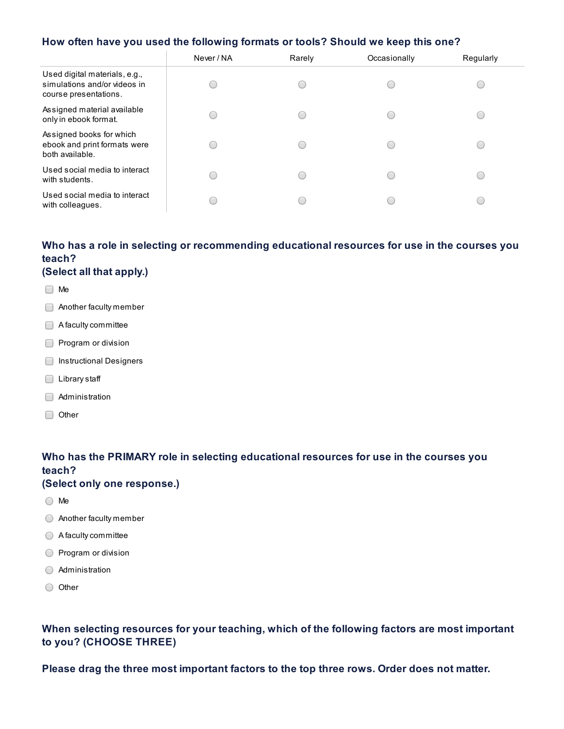**How often have you used the following formats or tools? Should we keep this one?**

| | Never / NA | Rarely | Occasionally | Regularly |
|---|---|---|---|---|
| Used digital materials, e.g., simulations and/or videos in course presentations. | ○ | ○ | ○ | ○ |
| Assigned material available only in ebook format. | ○ | ○ | ○ | ○ |
| Assigned books for which ebook and print formats were both available. | ○ | ○ | ○ | ○ |
| Used social media to interact with students. | ○ | ○ | ○ | ○ |
| Used social media to interact with colleagues. | ○ | ○ | ○ | ○ |

**Who has a role in selecting or recommending educational resources for use in the courses you teach?**
**(Select all that apply.)**

- ☐ Me
- ☐ Another faculty member
- ☐ A faculty committee
- ☐ Program or division
- ☐ Instructional Designers
- ☐ Library staff
- ☐ Administration
- ☐ Other

**Who has the PRIMARY role in selecting educational resources for use in the courses you teach?**
**(Select only one response.)**

- ○ Me
- ○ Another faculty member
- ○ A faculty committee
- ○ Program or division
- ○ Administration
- ○ Other

**When selecting resources for your teaching, which of the following factors are most important to you? (CHOOSE THREE)**

**Please drag the three most important factors to the top three rows. Order does not matter.**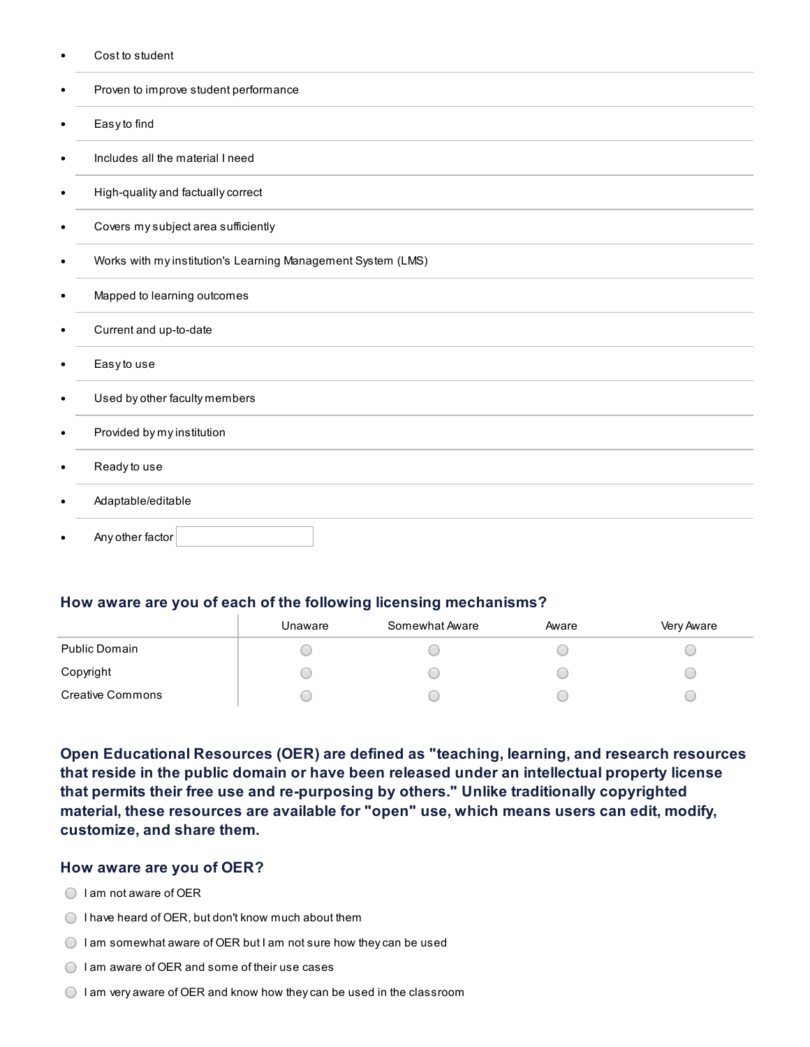- Cost to student
- Proven to improve student performance
- Easy to find
- Includes all the material I need
- High-quality and factually correct
- Covers my subject area sufficiently
- Works with my institution's Learning Management System (LMS)
- Mapped to learning outcomes
- Current and up-to-date
- Easy to use
- Used by other faculty members
- Provided by my institution
- Ready to use
- Adaptable/editable
- Any other factor

### How aware are you of each of the following licensing mechanisms?

| | Unaware | Somewhat Aware | Aware | Very Aware |
|---|---|---|---|---|
| Public Domain | ○ | ○ | ○ | ○ |
| Copyright | ○ | ○ | ○ | ○ |
| Creative Commons | ○ | ○ | ○ | ○ |

### Open Educational Resources (OER) are defined as "teaching, learning, and research resources that reside in the public domain or have been released under an intellectual property license that permits their free use and re-purposing by others." Unlike traditionally copyrighted material, these resources are available for "open" use, which means users can edit, modify, customize, and share them.

### How aware are you of OER?

- ○ I am not aware of OER
- ○ I have heard of OER, but don't know much about them
- ○ I am somewhat aware of OER but I am not sure how they can be used
- ○ I am aware of OER and some of their use cases
- ○ I am very aware of OER and know how they can be used in the classroom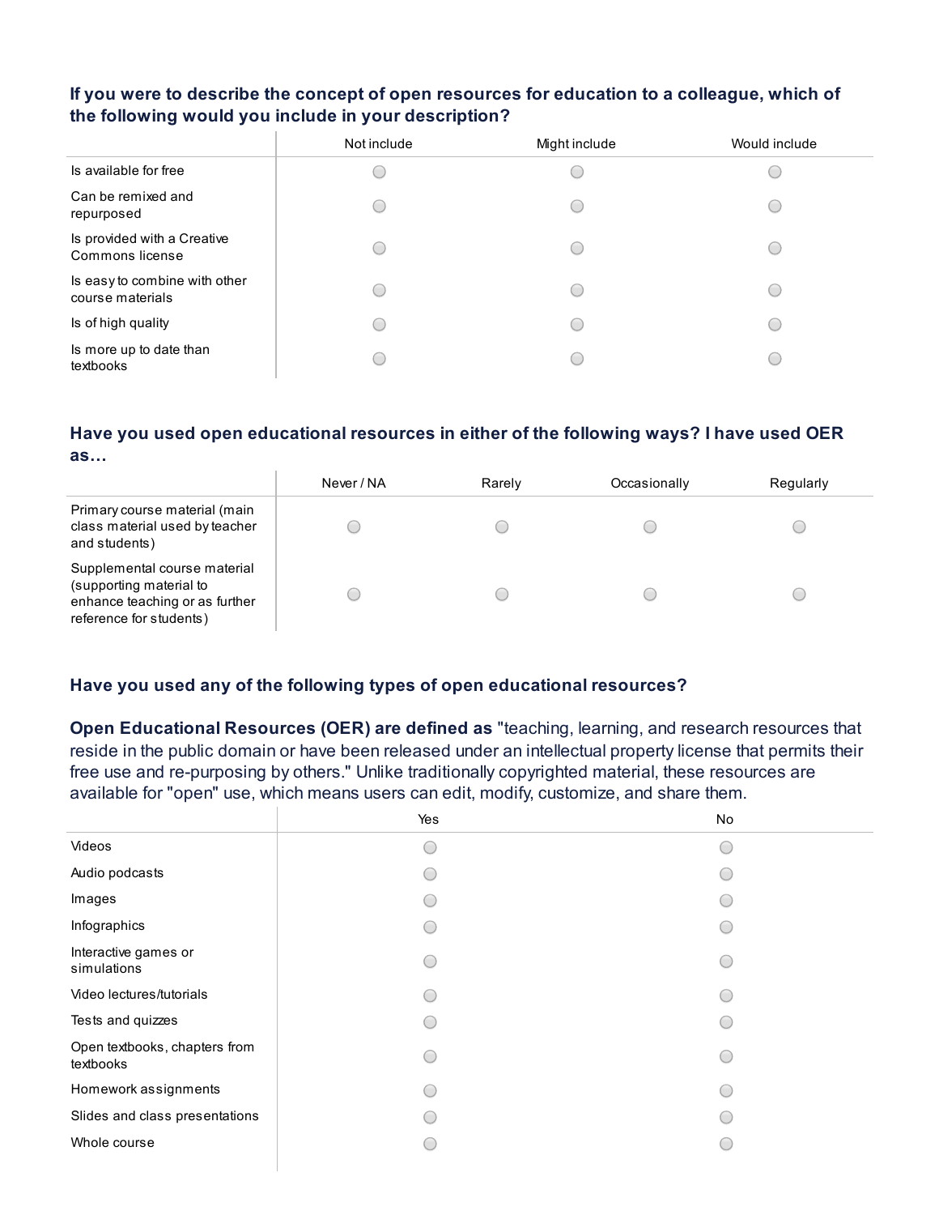**If you were to describe the concept of open resources for education to a colleague, which of the following would you include in your description?**

| | Not include | Might include | Would include |
|---|---|---|---|
| Is available for free | ○ | ○ | ○ |
| Can be remixed and repurposed | ○ | ○ | ○ |
| Is provided with a Creative Commons license | ○ | ○ | ○ |
| Is easy to combine with other course materials | ○ | ○ | ○ |
| Is of high quality | ○ | ○ | ○ |
| Is more up to date than textbooks | ○ | ○ | ○ |

**Have you used open educational resources in either of the following ways? I have used OER as…**

| | Never / NA | Rarely | Occasionally | Regularly |
|---|---|---|---|---|
| Primary course material (main class material used by teacher and students) | ○ | ○ | ○ | ○ |
| Supplemental course material (supporting material to enhance teaching or as further reference for students) | ○ | ○ | ○ | ○ |

**Have you used any of the following types of open educational resources?**

**Open Educational Resources (OER) are defined as** "teaching, learning, and research resources that reside in the public domain or have been released under an intellectual property license that permits their free use and re-purposing by others." Unlike traditionally copyrighted material, these resources are available for "open" use, which means users can edit, modify, customize, and share them.

| | Yes | No |
|---|---|---|
| Videos | ○ | ○ |
| Audio podcasts | ○ | ○ |
| Images | ○ | ○ |
| Infographics | ○ | ○ |
| Interactive games or simulations | ○ | ○ |
| Video lectures/tutorials | ○ | ○ |
| Tests and quizzes | ○ | ○ |
| Open textbooks, chapters from textbooks | ○ | ○ |
| Homework assignments | ○ | ○ |
| Slides and class presentations | ○ | ○ |
| Whole course | ○ | ○ |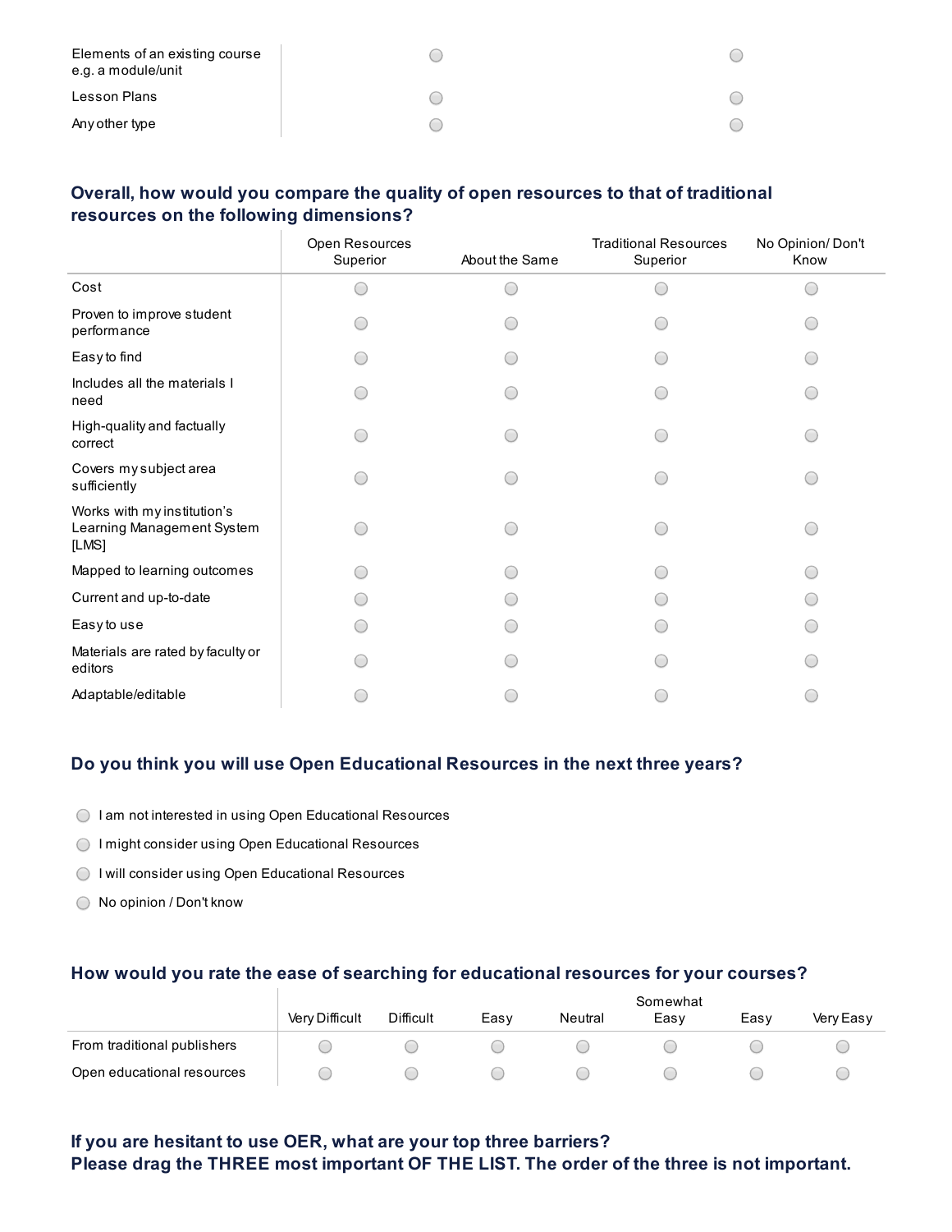| | | |
|---|---|---|
| Elements of an existing course e.g. a module/unit | ◯ | ◯ |
| Lesson Plans | ◯ | ◯ |
| Any other type | ◯ | ◯ |

### Overall, how would you compare the quality of open resources to that of traditional resources on the following dimensions?

| | Open Resources Superior | About the Same | Traditional Resources Superior | No Opinion/ Don't Know |
|---|---|---|---|---|
| Cost | ◯ | ◯ | ◯ | ◯ |
| Proven to improve student performance | ◯ | ◯ | ◯ | ◯ |
| Easy to find | ◯ | ◯ | ◯ | ◯ |
| Includes all the materials I need | ◯ | ◯ | ◯ | ◯ |
| High-quality and factually correct | ◯ | ◯ | ◯ | ◯ |
| Covers my subject area sufficiently | ◯ | ◯ | ◯ | ◯ |
| Works with my institution's Learning Management System [LMS] | ◯ | ◯ | ◯ | ◯ |
| Mapped to learning outcomes | ◯ | ◯ | ◯ | ◯ |
| Current and up-to-date | ◯ | ◯ | ◯ | ◯ |
| Easy to use | ◯ | ◯ | ◯ | ◯ |
| Materials are rated by faculty or editors | ◯ | ◯ | ◯ | ◯ |
| Adaptable/editable | ◯ | ◯ | ◯ | ◯ |

### Do you think you will use Open Educational Resources in the next three years?

- ◯ I am not interested in using Open Educational Resources
- ◯ I might consider using Open Educational Resources
- ◯ I will consider using Open Educational Resources
- ◯ No opinion / Don't know

### How would you rate the ease of searching for educational resources for your courses?

| | Very Difficult | Difficult | Easy | Neutral | Somewhat Easy | Easy | Very Easy |
|---|---|---|---|---|---|---|---|
| From traditional publishers | ◯ | ◯ | ◯ | ◯ | ◯ | ◯ | ◯ |
| Open educational resources | ◯ | ◯ | ◯ | ◯ | ◯ | ◯ | ◯ |

### If you are hesitant to use OER, what are your top three barriers?
### Please drag the THREE most important OF THE LIST. The order of the three is not important.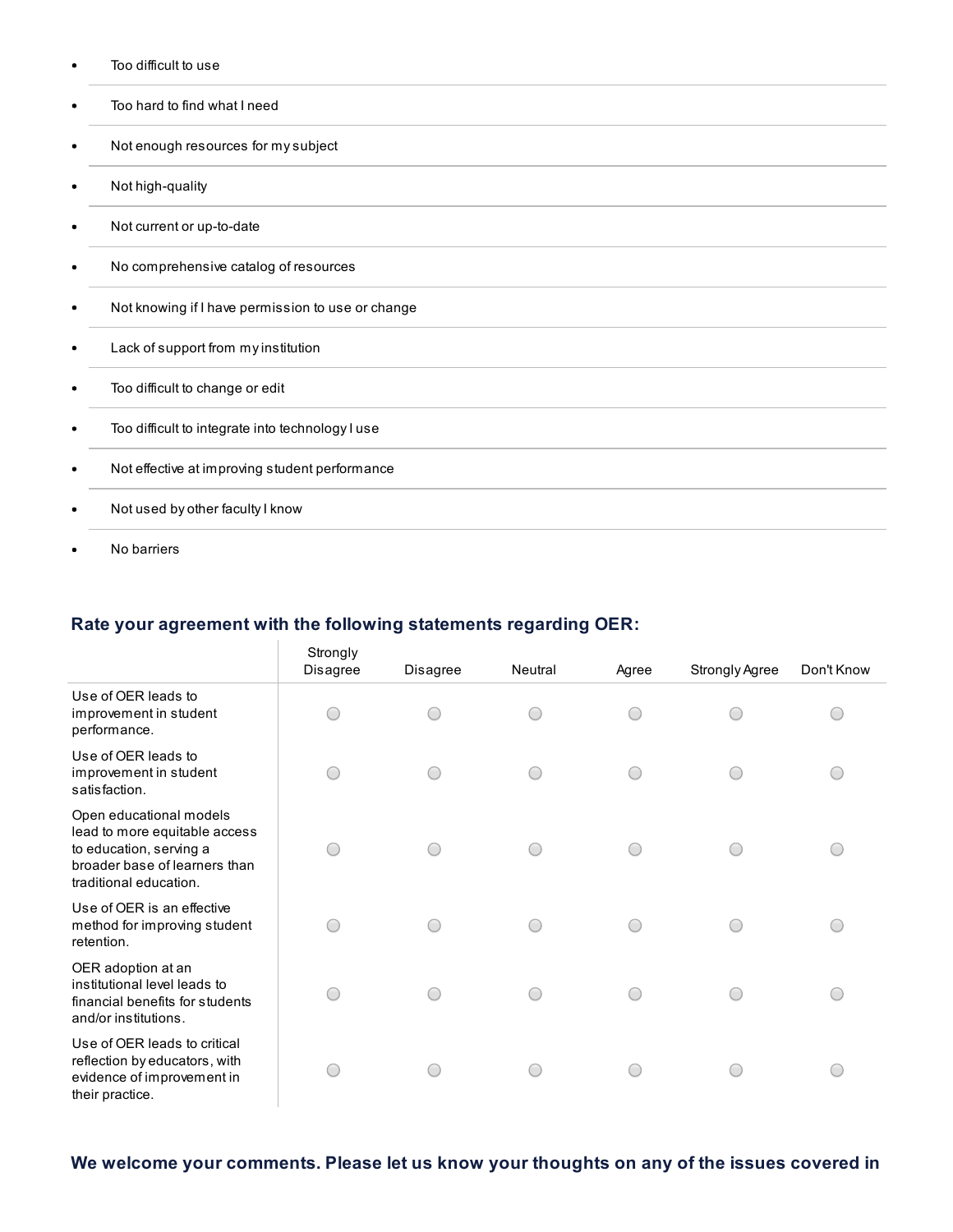- Too difficult to use
- Too hard to find what I need
- Not enough resources for my subject
- Not high-quality
- Not current or up-to-date
- No comprehensive catalog of resources
- Not knowing if I have permission to use or change
- Lack of support from my institution
- Too difficult to change or edit
- Too difficult to integrate into technology I use
- Not effective at improving student performance
- Not used by other faculty I know
- No barriers

### Rate your agreement with the following statements regarding OER:

| | Strongly Disagree | Disagree | Neutral | Agree | Strongly Agree | Don't Know |
|---|---|---|---|---|---|---|
| Use of OER leads to improvement in student performance. | ○ | ○ | ○ | ○ | ○ | ○ |
| Use of OER leads to improvement in student satisfaction. | ○ | ○ | ○ | ○ | ○ | ○ |
| Open educational models lead to more equitable access to education, serving a broader base of learners than traditional education. | ○ | ○ | ○ | ○ | ○ | ○ |
| Use of OER is an effective method for improving student retention. | ○ | ○ | ○ | ○ | ○ | ○ |
| OER adoption at an institutional level leads to financial benefits for students and/or institutions. | ○ | ○ | ○ | ○ | ○ | ○ |
| Use of OER leads to critical reflection by educators, with evidence of improvement in their practice. | ○ | ○ | ○ | ○ | ○ | ○ |

### We welcome your comments. Please let us know your thoughts on any of the issues covered in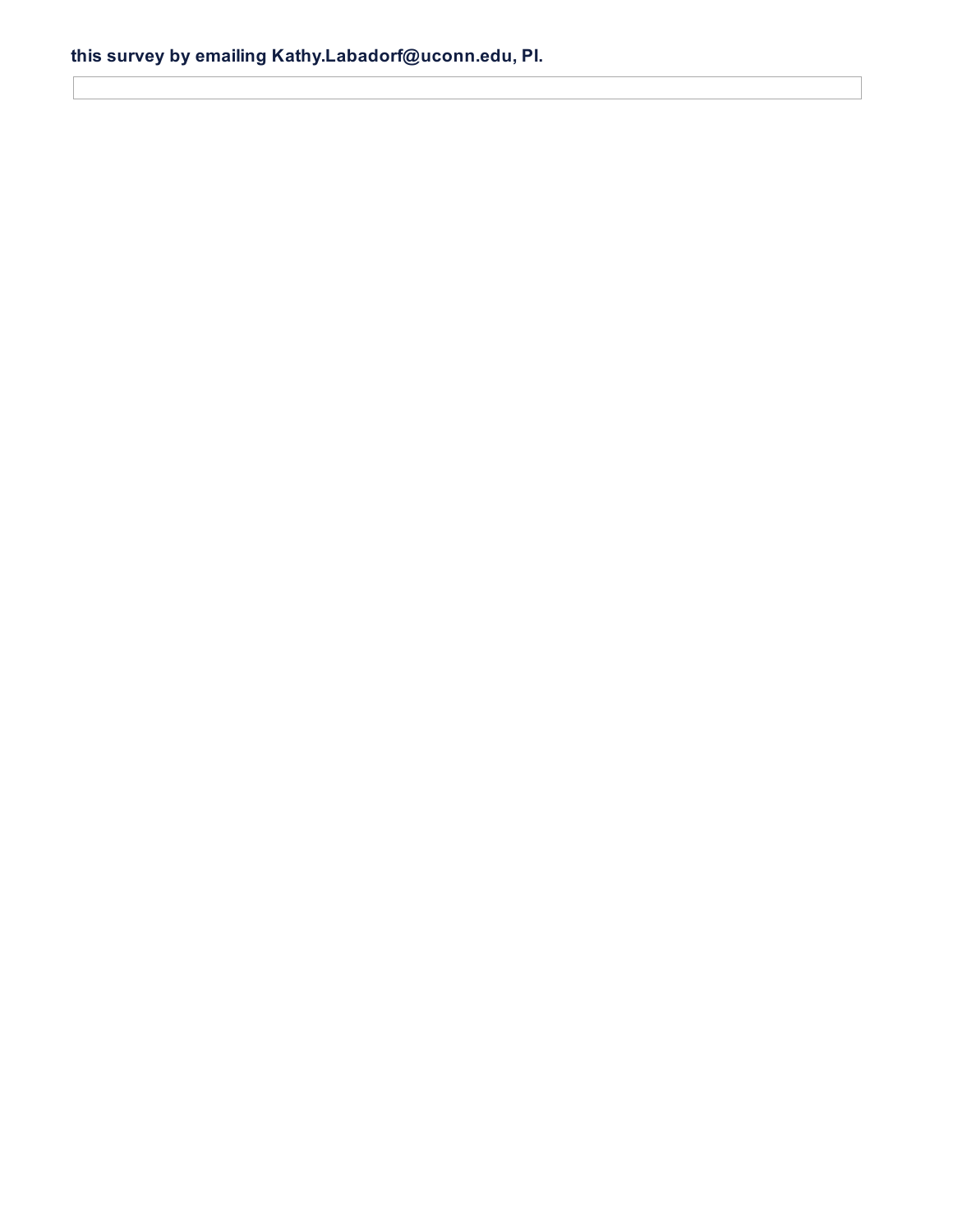**this survey by emailing Kathy.Labadorf@uconn.edu, PI.**